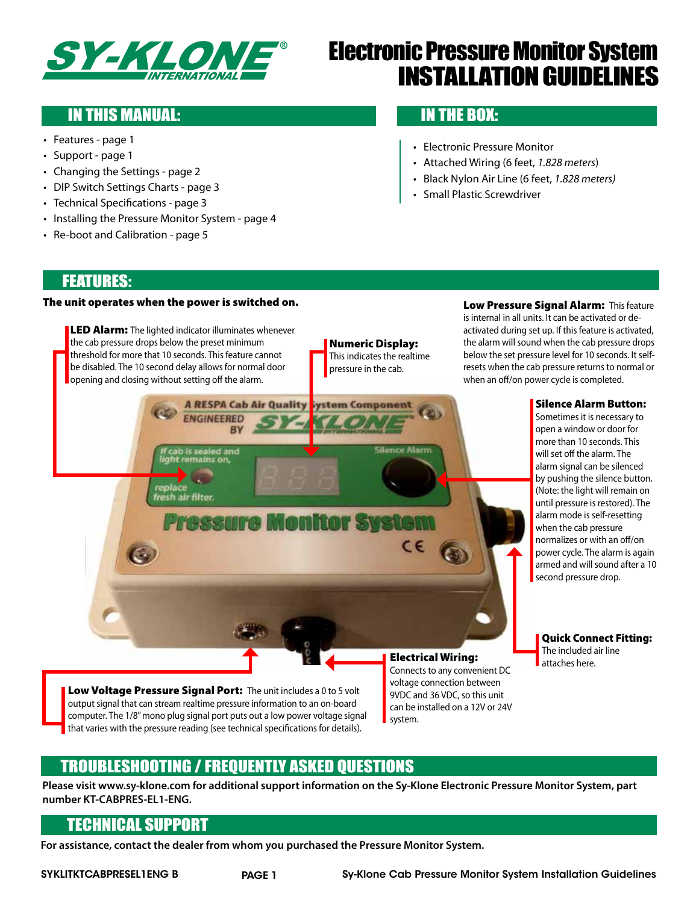# Electronic Pressure Monitor System INSTALLATION GUIDELINES

## IN THIS MANUAL:

- Features - page 1
- Support - page 1
- Changing the Settings - page 2
- DIP Switch Settings Charts - page 3
- Technical Specifications - page 3
- Installing the Pressure Monitor System - page 4
- Re-boot and Calibration - page 5

## IN THE BOX:

- Electronic Pressure Monitor
- Attached Wiring (6 feet, *1.828 meters*)
- Black Nylon Air Line (6 feet, *1.828 meters)*
- Small Plastic Screwdriver

## FEATURES:

**The unit operates when the power is switched on.**

**LED Alarm:** The lighted indicator illuminates whenever the cab pressure drops below the preset minimum threshold for more that 10 seconds. This feature cannot be disabled. The 10 second delay allows for normal door opening and closing without setting off the alarm.

**Numeric Display:** This indicates the realtime pressure in the cab.

**Low Pressure Signal Alarm:** This feature is internal in all units. It can be activated or de-activated during set up. If this feature is activated, the alarm will sound when the cab pressure drops below the set pressure level for 10 seconds. It self-resets when the cab pressure returns to normal or when an off/on power cycle is completed.

**Silence Alarm Button:** Sometimes it is necessary to open a window or door for more than 10 seconds. This will set off the alarm. The alarm signal can be silenced by pushing the silence button. (Note: the light will remain on until pressure is restored). The alarm mode is self-resetting when the cab pressure normalizes or with an off/on power cycle. The alarm is again armed and will sound after a 10 second pressure drop.

**Quick Connect Fitting:** The included air line attaches here.

**Electrical Wiring:** Connects to any convenient DC voltage connection between 9VDC and 36 VDC, so this unit can be installed on a 12V or 24V system.

**Low Voltage Pressure Signal Port:** The unit includes a 0 to 5 volt output signal that can stream realtime pressure information to an on-board computer. The 1/8" mono plug signal port puts out a low power voltage signal that varies with the pressure reading (see technical specifications for details).

## TROUBLESHOOTING / FREQUENTLY ASKED QUESTIONS

**Please visit www.sy-klone.com for additional support information on the Sy-Klone Electronic Pressure Monitor System, part number KT-CABPRES-EL1-ENG.**

## TECHNICAL SUPPORT

**For assistance, contact the dealer from whom you purchased the Pressure Monitor System.**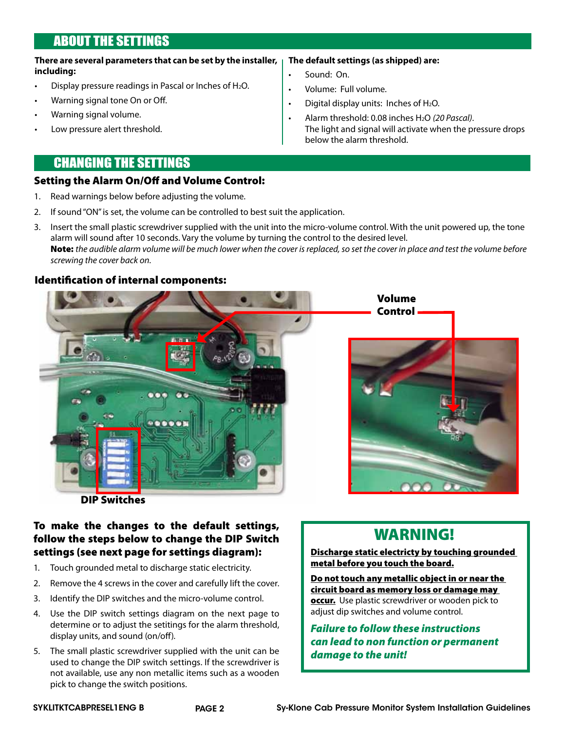## ABOUT THE SETTINGS

**There are several parameters that can be set by the installer, including:**

- Display pressure readings in Pascal or Inches of $H_2O$.
- Warning signal tone On or Off.
- Warning signal volume.
- Low pressure alert threshold.

**The default settings (as shipped) are:**

- Sound: On.
- Volume: Full volume.
- Digital display units: Inches of $H_2O$.
- Alarm threshold: 0.08 inches $H_2O$ *(20 Pascal)*.
  The light and signal will activate when the pressure drops below the alarm threshold.

## CHANGING THE SETTINGS

### Setting the Alarm On/Off and Volume Control:

1. Read warnings below before adjusting the volume.
2. If sound "ON" is set, the volume can be controlled to best suit the application.
3. Insert the small plastic screwdriver supplied with the unit into the micro-volume control. With the unit powered up, the tone alarm will sound after 10 seconds. Vary the volume by turning the control to the desired level.
   **Note:** *the audible alarm volume will be much lower when the cover is replaced, so set the cover in place and test the volume before screwing the cover back on.*

### Identification of internal components:

**Volume Control**

**DIP Switches**

**To make the changes to the default settings, follow the steps below to change the DIP Switch settings (see next page for settings diagram):**

1. Touch grounded metal to discharge static electricity.
2. Remove the 4 screws in the cover and carefully lift the cover.
3. Identify the DIP switches and the micro-volume control.
4. Use the DIP switch settings diagram on the next page to determine or to adjust the setitings for the alarm threshold, display units, and sound (on/off).
5. The small plastic screwdriver supplied with the unit can be used to change the DIP switch settings. If the screwdriver is not available, use any non metallic items such as a wooden pick to change the switch positions.

## WARNING!

**Discharge static electricty by touching grounded metal before you touch the board.**

**Do not touch any metallic object in or near the circuit board as memory loss or damage may occur.** Use plastic screwdriver or wooden pick to adjust dip switches and volume control.

***Failure to follow these instructions can lead to non function or permanent damage to the unit!***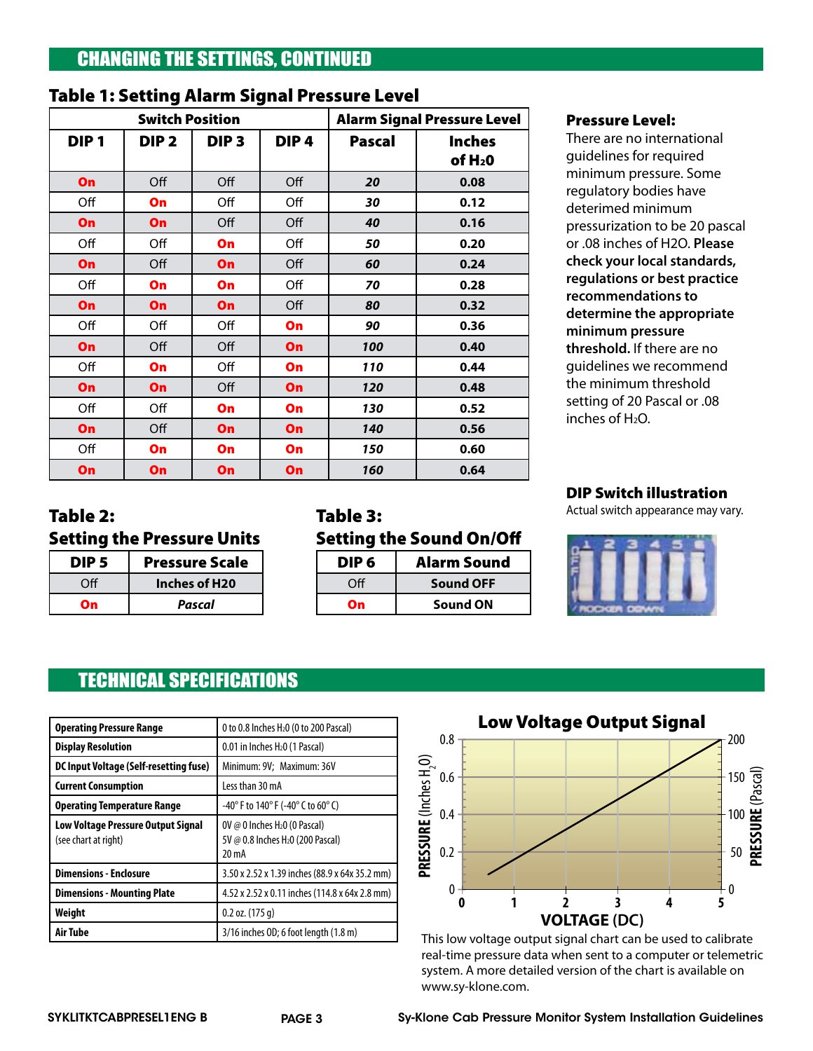## CHANGING THE SETTINGS, CONTINUED

### Table 1: Setting Alarm Signal Pressure Level

| Switch Position | | | | Alarm Signal Pressure Level | |
|---|---|---|---|---|---|
| DIP 1 | DIP 2 | DIP 3 | DIP 4 | Pascal | Inches of $H_2O$ |
| On | Off | Off | Off | *20* | 0.08 |
| Off | On | Off | Off | *30* | 0.12 |
| On | On | Off | Off | *40* | 0.16 |
| Off | Off | On | Off | *50* | 0.20 |
| On | Off | On | Off | *60* | 0.24 |
| Off | On | On | Off | *70* | 0.28 |
| On | On | On | Off | *80* | 0.32 |
| Off | Off | Off | On | *90* | 0.36 |
| On | Off | Off | On | *100* | 0.40 |
| Off | On | Off | On | *110* | 0.44 |
| On | On | Off | On | *120* | 0.48 |
| Off | Off | On | On | *130* | 0.52 |
| On | Off | On | On | *140* | 0.56 |
| Off | On | On | On | *150* | 0.60 |
| On | On | On | On | *160* | 0.64 |

**Pressure Level:**
There are no international guidelines for required minimum pressure. Some regulatory bodies have deterimed minimum pressurization to be 20 pascal or .08 inches of H2O. **Please check your local standards, regulations or best practice recommendations to determine the appropriate minimum pressure threshold.** If there are no guidelines we recommend the minimum threshold setting of 20 Pascal or .08 inches of $H_2O$.

### Table 2: Setting the Pressure Units

| DIP 5 | Pressure Scale |
|---|---|
| Off | Inches of H20 |
| On | *Pascal* |

### Table 3: Setting the Sound On/Off

| DIP 6 | Alarm Sound |
|---|---|
| Off | Sound OFF |
| On | Sound ON |

**DIP Switch illustration**
Actual switch appearance may vary.

## TECHNICAL SPECIFICATIONS

| | |
|---|---|
| **Operating Pressure Range** | 0 to 0.8 Inches $H_2O$ (0 to 200 Pascal) |
| **Display Resolution** | 0.01 in Inches $H_2O$ (1 Pascal) |
| **DC Input Voltage (Self-resetting fuse)** | Minimum: 9V; Maximum: 36V |
| **Current Consumption** | Less than 30 mA |
| **Operating Temperature Range** | -40° F to 140° F (-40° C to 60° C) |
| **Low Voltage Pressure Output Signal** (see chart at right) | 0V @ 0 Inches $H_2O$ (0 Pascal)<br>5V @ 0.8 Inches $H_2O$ (200 Pascal)<br>20 mA |
| **Dimensions - Enclosure** | 3.50 x 2.52 x 1.39 inches (88.9 x 64x 35.2 mm) |
| **Dimensions - Mounting Plate** | 4.52 x 2.52 x 0.11 inches (114.8 x 64x 2.8 mm) |
| **Weight** | 0.2 oz. (175 g) |
| **Air Tube** | 3/16 inches OD; 6 foot length (1.8 m) |

**Low Voltage Output Signal**

This low voltage output signal chart can be used to calibrate real-time pressure data when sent to a computer or telemetric system. A more detailed version of the chart is available on www.sy-klone.com.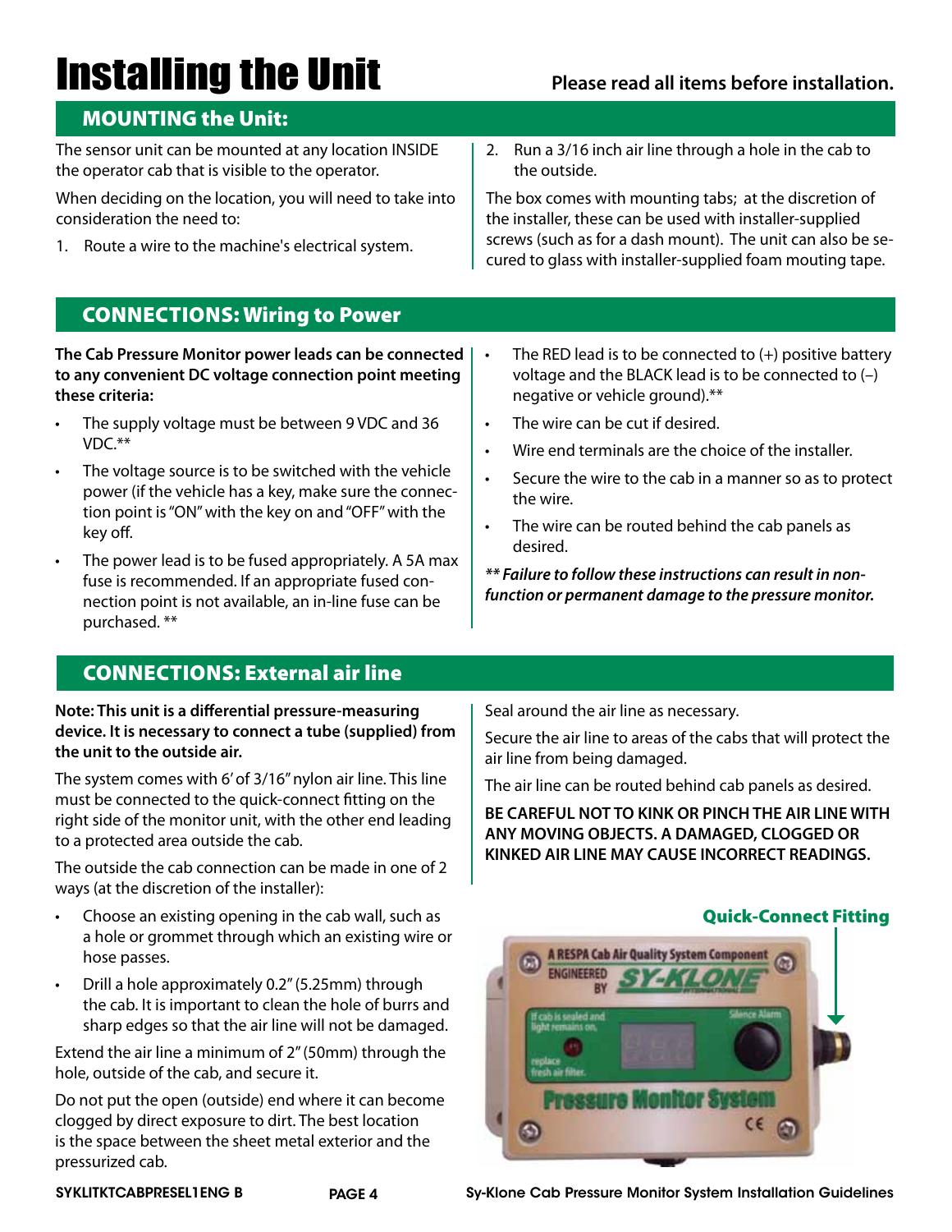# Installing the Unit

**Please read all items before installation.**

## MOUNTING the Unit:

The sensor unit can be mounted at any location INSIDE the operator cab that is visible to the operator.

When deciding on the location, you will need to take into consideration the need to:

1. Route a wire to the machine's electrical system.
2. Run a 3/16 inch air line through a hole in the cab to the outside.

The box comes with mounting tabs; at the discretion of the installer, these can be used with installer-supplied screws (such as for a dash mount). The unit can also be secured to glass with installer-supplied foam mouting tape.

## CONNECTIONS: Wiring to Power

**The Cab Pressure Monitor power leads can be connected to any convenient DC voltage connection point meeting these criteria:**

- The supply voltage must be between 9 VDC and 36 VDC.**
- The voltage source is to be switched with the vehicle power (if the vehicle has a key, make sure the connection point is "ON" with the key on and "OFF" with the key off.
- The power lead is to be fused appropriately. A 5A max fuse is recommended. If an appropriate fused connection point is not available, an in-line fuse can be purchased. **
- The RED lead is to be connected to (+) positive battery voltage and the BLACK lead is to be connected to (–) negative or vehicle ground).**
- The wire can be cut if desired.
- Wire end terminals are the choice of the installer.
- Secure the wire to the cab in a manner so as to protect the wire.
- The wire can be routed behind the cab panels as desired.

***** Failure to follow these instructions can result in non-function or permanent damage to the pressure monitor.***

## CONNECTIONS: External air line

**Note: This unit is a differential pressure-measuring device. It is necessary to connect a tube (supplied) from the unit to the outside air.**

The system comes with 6' of 3/16" nylon air line. This line must be connected to the quick-connect fitting on the right side of the monitor unit, with the other end leading to a protected area outside the cab.

The outside the cab connection can be made in one of 2 ways (at the discretion of the installer):

- Choose an existing opening in the cab wall, such as a hole or grommet through which an existing wire or hose passes.
- Drill a hole approximately 0.2" (5.25mm) through the cab. It is important to clean the hole of burrs and sharp edges so that the air line will not be damaged.

Extend the air line a minimum of 2" (50mm) through the hole, outside of the cab, and secure it.

Do not put the open (outside) end where it can become clogged by direct exposure to dirt. The best location is the space between the sheet metal exterior and the pressurized cab.

Seal around the air line as necessary.

Secure the air line to areas of the cabs that will protect the air line from being damaged.

The air line can be routed behind cab panels as desired.

**BE CAREFUL NOT TO KINK OR PINCH THE AIR LINE WITH ANY MOVING OBJECTS. A DAMAGED, CLOGGED OR KINKED AIR LINE MAY CAUSE INCORRECT READINGS.**

**Quick-Connect Fitting**

SYKLITKTCABPRESEL1ENG B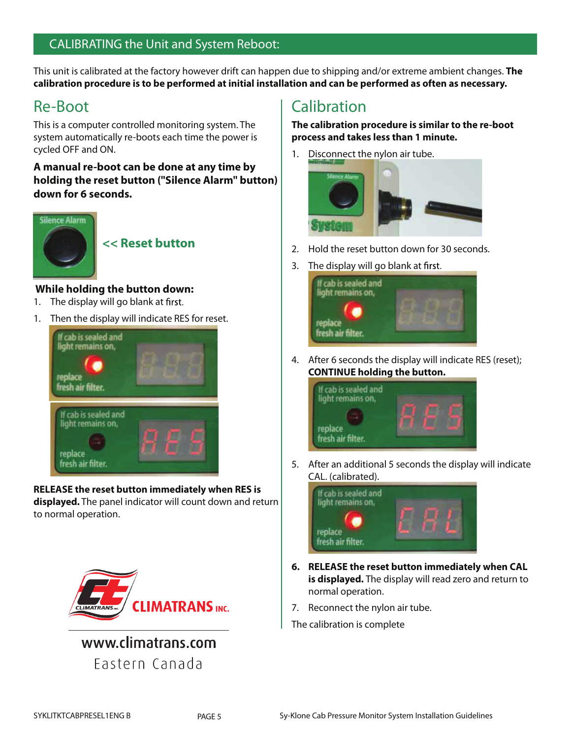## CALIBRATING the Unit and System Reboot:

This unit is calibrated at the factory however drift can happen due to shipping and/or extreme ambient changes. **The calibration procedure is to be performed at initial installation and can be performed as often as necessary.**

## Re-Boot

This is a computer controlled monitoring system. The system automatically re-boots each time the power is cycled OFF and ON.

**A manual re-boot can be done at any time by holding the reset button ("Silence Alarm" button) down for 6 seconds.**

**<< Reset button**

**While holding the button down:**

1. The display will go blank at first.
1. Then the display will indicate RES for reset.

**RELEASE the reset button immediately when RES is displayed.** The panel indicator will count down and return to normal operation.

www.climatrans.com

Eastern Canada

## Calibration

**The calibration procedure is similar to the re-boot process and takes less than 1 minute.**

1. Disconnect the nylon air tube.
2. Hold the reset button down for 30 seconds.
3. The display will go blank at first.
4. After 6 seconds the display will indicate RES (reset); **CONTINUE holding the button.**
5. After an additional 5 seconds the display will indicate CAL. (calibrated).
6. **RELEASE the reset button immediately when CAL is displayed.** The display will read zero and return to normal operation.
7. Reconnect the nylon air tube.

The calibration is complete